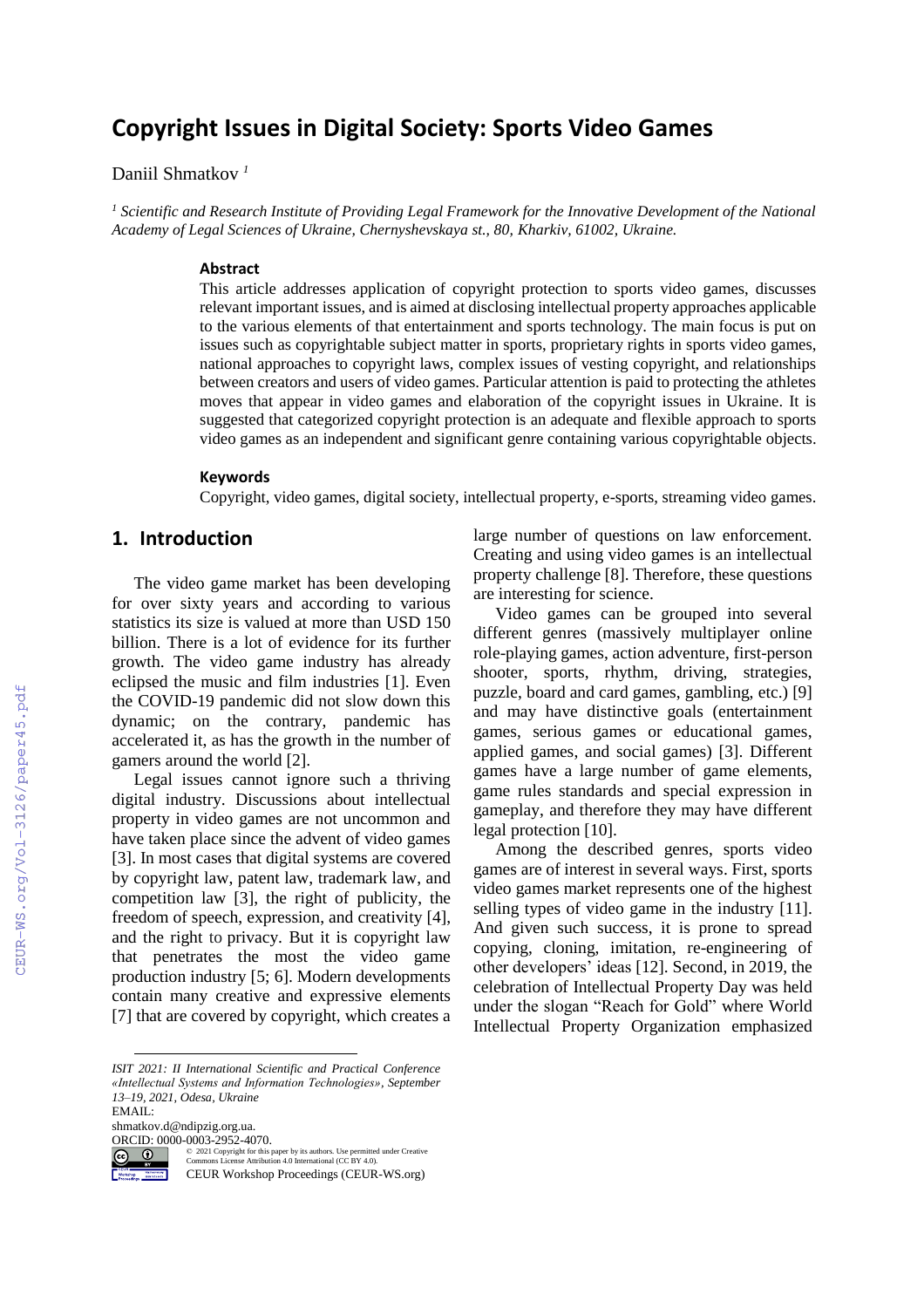# Copyright Issues in Digital Society: Sports Video Games

Daniil Shmatkov [1]

[1] *Scientific and Research Institute of Providing Legal Framework for the Innovative Development of the National Academy of Legal Sciences of Ukraine, Chernyshevskaya st., 80, Kharkiv, 61002, Ukraine.*

### Abstract

This article addresses application of copyright protection to sports video games, discusses relevant important issues, and is aimed at disclosing intellectual property approaches applicable to the various elements of that entertainment and sports technology. The main focus is put on issues such as copyrightable subject matter in sports, proprietary rights in sports video games, national approaches to copyright laws, complex issues of vesting copyright, and relationships between creators and users of video games. Particular attention is paid to protecting the athletes moves that appear in video games and elaboration of the copyright issues in Ukraine. It is suggested that categorized copyright protection is an adequate and flexible approach to sports video games as an independent and significant genre containing various copyrightable objects.

### Keywords

Copyright, video games, digital society, intellectual property, e-sports, streaming video games.

## 1. Introduction

The video game market has been developing for over sixty years and according to various statistics its size is valued at more than USD 150 billion. There is a lot of evidence for its further growth. The video game industry has already eclipsed the music and film industries [1]. Even the COVID-19 pandemic did not slow down this dynamic; on the contrary, pandemic has accelerated it, as has the growth in the number of gamers around the world [2].

Legal issues cannot ignore such a thriving digital industry. Discussions about intellectual property in video games are not uncommon and have taken place since the advent of video games [3]. In most cases that digital systems are covered by copyright law, patent law, trademark law, and competition law [3], the right of publicity, the freedom of speech, expression, and creativity [4], and the right to privacy. But it is copyright law that penetrates the most the video game production industry [5; 6]. Modern developments contain many creative and expressive elements [7] that are covered by copyright, which creates a large number of questions on law enforcement. Creating and using video games is an intellectual property challenge [8]. Therefore, these questions are interesting for science.

Video games can be grouped into several different genres (massively multiplayer online role-playing games, action adventure, first-person shooter, sports, rhythm, driving, strategies, puzzle, board and card games, gambling, etc.) [9] and may have distinctive goals (entertainment games, serious games or educational games, applied games, and social games) [3]. Different games have a large number of game elements, game rules standards and special expression in gameplay, and therefore they may have different legal protection [10].

Among the described genres, sports video games are of interest in several ways. First, sports video games market represents one of the highest selling types of video game in the industry [11]. And given such success, it is prone to spread copying, cloning, imitation, re-engineering of other developers' ideas [12]. Second, in 2019, the celebration of Intellectual Property Day was held under the slogan "Reach for Gold" where World Intellectual Property Organization emphasized

---

*ISIT 2021: II International Scientific and Practical Conference «Intellectual Systems and Information Technologies», September 13–19, 2021, Odesa, Ukraine*
EMAIL: shmatkov.d@ndipzig.org.ua.
ORCID: 0000-0003-2952-4070.
© 2021 Copyright for this paper by its authors. Use permitted under Creative Commons License Attribution 4.0 International (CC BY 4.0).
CEUR Workshop Proceedings (CEUR-WS.org)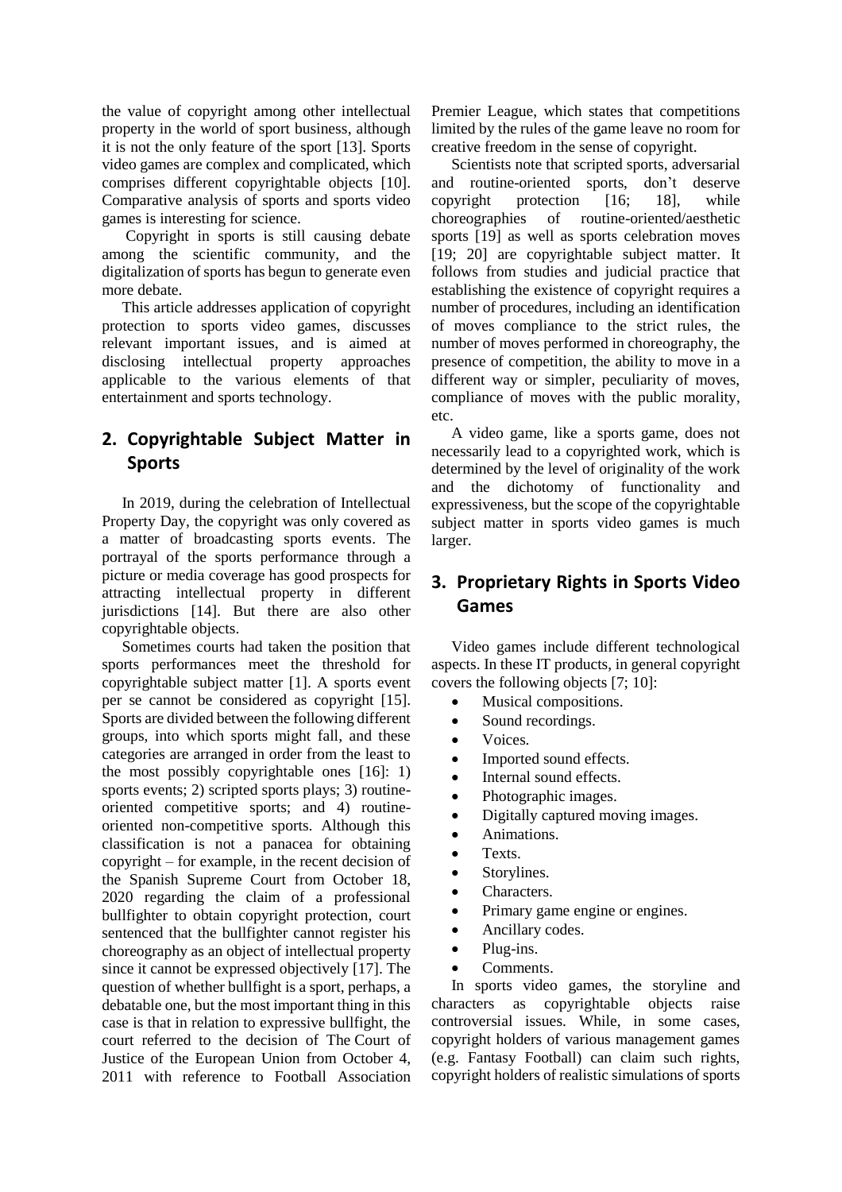the value of copyright among other intellectual property in the world of sport business, although it is not the only feature of the sport [13]. Sports video games are complex and complicated, which comprises different copyrightable objects [10]. Comparative analysis of sports and sports video games is interesting for science.

Copyright in sports is still causing debate among the scientific community, and the digitalization of sports has begun to generate even more debate.

This article addresses application of copyright protection to sports video games, discusses relevant important issues, and is aimed at disclosing intellectual property approaches applicable to the various elements of that entertainment and sports technology.

## 2. Copyrightable Subject Matter in Sports

In 2019, during the celebration of Intellectual Property Day, the copyright was only covered as a matter of broadcasting sports events. The portrayal of the sports performance through a picture or media coverage has good prospects for attracting intellectual property in different jurisdictions [14]. But there are also other copyrightable objects.

Sometimes courts had taken the position that sports performances meet the threshold for copyrightable subject matter [1]. A sports event per se cannot be considered as copyright [15]. Sports are divided between the following different groups, into which sports might fall, and these categories are arranged in order from the least to the most possibly copyrightable ones [16]: 1) sports events; 2) scripted sports plays; 3) routine-oriented competitive sports; and 4) routine-oriented non-competitive sports. Although this classification is not a panacea for obtaining copyright – for example, in the recent decision of the Spanish Supreme Court from October 18, 2020 regarding the claim of a professional bullfighter to obtain copyright protection, court sentenced that the bullfighter cannot register his choreography as an object of intellectual property since it cannot be expressed objectively [17]. The question of whether bullfight is a sport, perhaps, a debatable one, but the most important thing in this case is that in relation to expressive bullfight, the court referred to the decision of The Court of Justice of the European Union from October 4, 2011 with reference to Football Association Premier League, which states that competitions limited by the rules of the game leave no room for creative freedom in the sense of copyright.

Scientists note that scripted sports, adversarial and routine-oriented sports, don't deserve copyright protection [16; 18], while choreographies of routine-oriented/aesthetic sports [19] as well as sports celebration moves [19; 20] are copyrightable subject matter. It follows from studies and judicial practice that establishing the existence of copyright requires a number of procedures, including an identification of moves compliance to the strict rules, the number of moves performed in choreography, the presence of competition, the ability to move in a different way or simpler, peculiarity of moves, compliance of moves with the public morality, etc.

A video game, like a sports game, does not necessarily lead to a copyrighted work, which is determined by the level of originality of the work and the dichotomy of functionality and expressiveness, but the scope of the copyrightable subject matter in sports video games is much larger.

## 3. Proprietary Rights in Sports Video Games

Video games include different technological aspects. In these IT products, in general copyright covers the following objects [7; 10]:

- Musical compositions.
- Sound recordings.
- Voices.
- Imported sound effects.
- Internal sound effects.
- Photographic images.
- Digitally captured moving images.
- Animations.
- Texts.
- Storylines.
- Characters.
- Primary game engine or engines.
- Ancillary codes.
- Plug-ins.
- Comments.

In sports video games, the storyline and characters as copyrightable objects raise controversial issues. While, in some cases, copyright holders of various management games (e.g. Fantasy Football) can claim such rights, copyright holders of realistic simulations of sports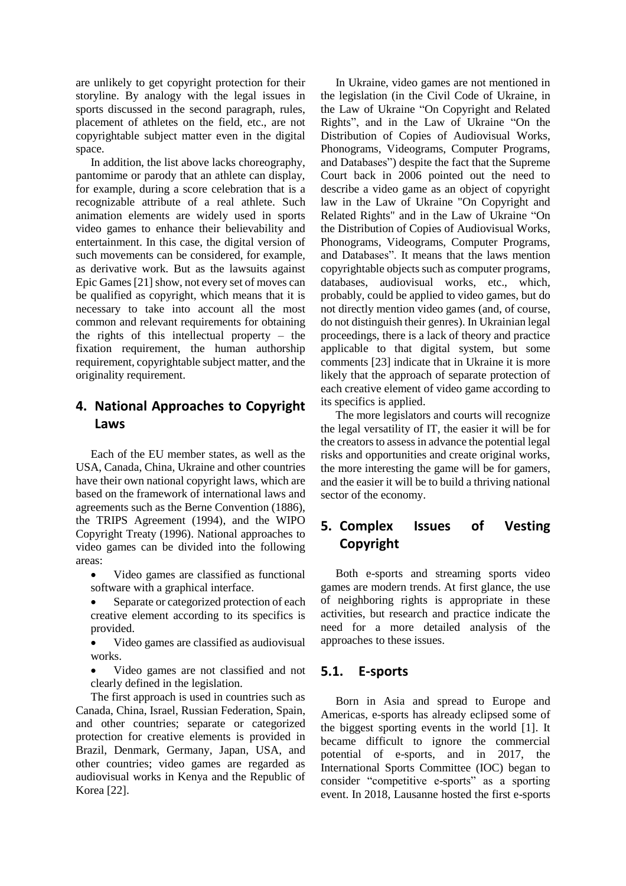are unlikely to get copyright protection for their storyline. By analogy with the legal issues in sports discussed in the second paragraph, rules, placement of athletes on the field, etc., are not copyrightable subject matter even in the digital space.

In addition, the list above lacks choreography, pantomime or parody that an athlete can display, for example, during a score celebration that is a recognizable attribute of a real athlete. Such animation elements are widely used in sports video games to enhance their believability and entertainment. In this case, the digital version of such movements can be considered, for example, as derivative work. But as the lawsuits against Epic Games [21] show, not every set of moves can be qualified as copyright, which means that it is necessary to take into account all the most common and relevant requirements for obtaining the rights of this intellectual property – the fixation requirement, the human authorship requirement, copyrightable subject matter, and the originality requirement.

## 4. National Approaches to Copyright Laws

Each of the EU member states, as well as the USA, Canada, China, Ukraine and other countries have their own national copyright laws, which are based on the framework of international laws and agreements such as the Berne Convention (1886), the TRIPS Agreement (1994), and the WIPO Copyright Treaty (1996). National approaches to video games can be divided into the following areas:

- Video games are classified as functional software with a graphical interface.
- Separate or categorized protection of each creative element according to its specifics is provided.
- Video games are classified as audiovisual works.
- Video games are not classified and not clearly defined in the legislation.

The first approach is used in countries such as Canada, China, Israel, Russian Federation, Spain, and other countries; separate or categorized protection for creative elements is provided in Brazil, Denmark, Germany, Japan, USA, and other countries; video games are regarded as audiovisual works in Kenya and the Republic of Korea [22].

In Ukraine, video games are not mentioned in the legislation (in the Civil Code of Ukraine, in the Law of Ukraine "On Copyright and Related Rights", and in the Law of Ukraine "On the Distribution of Copies of Audiovisual Works, Phonograms, Videograms, Computer Programs, and Databases") despite the fact that the Supreme Court back in 2006 pointed out the need to describe a video game as an object of copyright law in the Law of Ukraine "On Copyright and Related Rights" and in the Law of Ukraine "On the Distribution of Copies of Audiovisual Works, Phonograms, Videograms, Computer Programs, and Databases". It means that the laws mention copyrightable objects such as computer programs, databases, audiovisual works, etc., which, probably, could be applied to video games, but do not directly mention video games (and, of course, do not distinguish their genres). In Ukrainian legal proceedings, there is a lack of theory and practice applicable to that digital system, but some comments [23] indicate that in Ukraine it is more likely that the approach of separate protection of each creative element of video game according to its specifics is applied.

The more legislators and courts will recognize the legal versatility of IT, the easier it will be for the creators to assess in advance the potential legal risks and opportunities and create original works, the more interesting the game will be for gamers, and the easier it will be to build a thriving national sector of the economy.

## 5. Complex Issues of Vesting Copyright

Both e-sports and streaming sports video games are modern trends. At first glance, the use of neighboring rights is appropriate in these activities, but research and practice indicate the need for a more detailed analysis of the approaches to these issues.

### 5.1. E-sports

Born in Asia and spread to Europe and Americas, e-sports has already eclipsed some of the biggest sporting events in the world [1]. It became difficult to ignore the commercial potential of e-sports, and in 2017, the International Sports Committee (IOC) began to consider "competitive e-sports" as a sporting event. In 2018, Lausanne hosted the first e-sports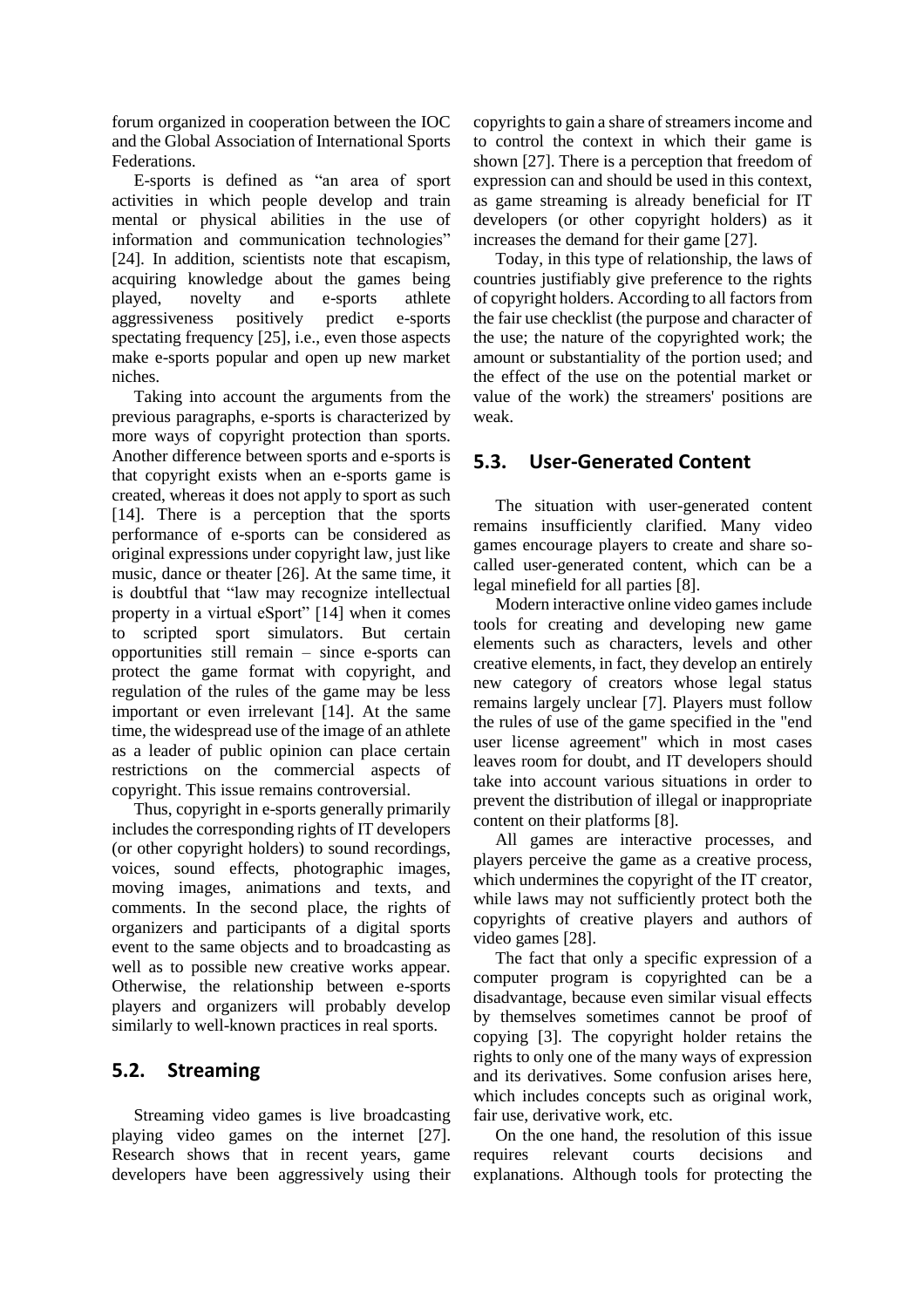forum organized in cooperation between the IOC and the Global Association of International Sports Federations.

E-sports is defined as "an area of sport activities in which people develop and train mental or physical abilities in the use of information and communication technologies" [24]. In addition, scientists note that escapism, acquiring knowledge about the games being played, novelty and e-sports athlete aggressiveness positively predict e-sports spectating frequency [25], i.e., even those aspects make e-sports popular and open up new market niches.

Taking into account the arguments from the previous paragraphs, e-sports is characterized by more ways of copyright protection than sports. Another difference between sports and e-sports is that copyright exists when an e-sports game is created, whereas it does not apply to sport as such [14]. There is a perception that the sports performance of e-sports can be considered as original expressions under copyright law, just like music, dance or theater [26]. At the same time, it is doubtful that "law may recognize intellectual property in a virtual eSport" [14] when it comes to scripted sport simulators. But certain opportunities still remain – since e-sports can protect the game format with copyright, and regulation of the rules of the game may be less important or even irrelevant [14]. At the same time, the widespread use of the image of an athlete as a leader of public opinion can place certain restrictions on the commercial aspects of copyright. This issue remains controversial.

Thus, copyright in e-sports generally primarily includes the corresponding rights of IT developers (or other copyright holders) to sound recordings, voices, sound effects, photographic images, moving images, animations and texts, and comments. In the second place, the rights of organizers and participants of a digital sports event to the same objects and to broadcasting as well as to possible new creative works appear. Otherwise, the relationship between e-sports players and organizers will probably develop similarly to well-known practices in real sports.

## 5.2. Streaming

Streaming video games is live broadcasting playing video games on the internet [27]. Research shows that in recent years, game developers have been aggressively using their copyrights to gain a share of streamers income and to control the context in which their game is shown [27]. There is a perception that freedom of expression can and should be used in this context, as game streaming is already beneficial for IT developers (or other copyright holders) as it increases the demand for their game [27].

Today, in this type of relationship, the laws of countries justifiably give preference to the rights of copyright holders. According to all factors from the fair use checklist (the purpose and character of the use; the nature of the copyrighted work; the amount or substantiality of the portion used; and the effect of the use on the potential market or value of the work) the streamers' positions are weak.

## 5.3. User-Generated Content

The situation with user-generated content remains insufficiently clarified. Many video games encourage players to create and share so-called user-generated content, which can be a legal minefield for all parties [8].

Modern interactive online video games include tools for creating and developing new game elements such as characters, levels and other creative elements, in fact, they develop an entirely new category of creators whose legal status remains largely unclear [7]. Players must follow the rules of use of the game specified in the "end user license agreement" which in most cases leaves room for doubt, and IT developers should take into account various situations in order to prevent the distribution of illegal or inappropriate content on their platforms [8].

All games are interactive processes, and players perceive the game as a creative process, which undermines the copyright of the IT creator, while laws may not sufficiently protect both the copyrights of creative players and authors of video games [28].

The fact that only a specific expression of a computer program is copyrighted can be a disadvantage, because even similar visual effects by themselves sometimes cannot be proof of copying [3]. The copyright holder retains the rights to only one of the many ways of expression and its derivatives. Some confusion arises here, which includes concepts such as original work, fair use, derivative work, etc.

On the one hand, the resolution of this issue requires relevant courts decisions and explanations. Although tools for protecting the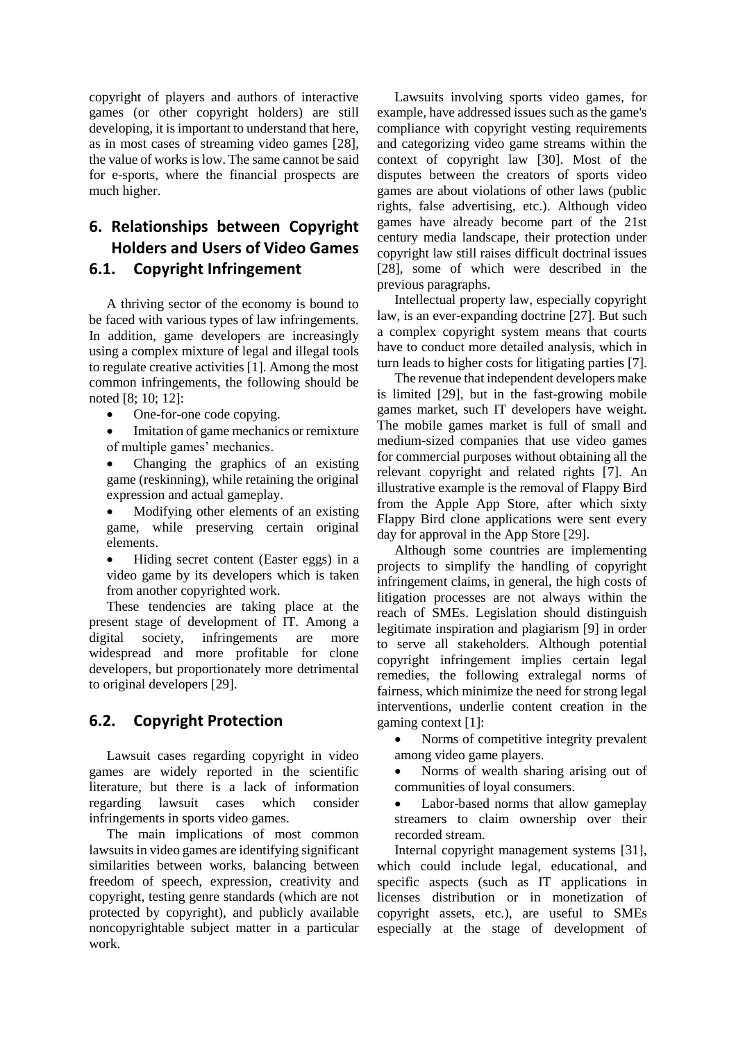copyright of players and authors of interactive games (or other copyright holders) are still developing, it is important to understand that here, as in most cases of streaming video games [28], the value of works is low. The same cannot be said for e-sports, where the financial prospects are much higher.

## 6. Relationships between Copyright Holders and Users of Video Games

### 6.1. Copyright Infringement

A thriving sector of the economy is bound to be faced with various types of law infringements. In addition, game developers are increasingly using a complex mixture of legal and illegal tools to regulate creative activities [1]. Among the most common infringements, the following should be noted [8; 10; 12]:

- One-for-one code copying.
- Imitation of game mechanics or remixture of multiple games' mechanics.
- Changing the graphics of an existing game (reskinning), while retaining the original expression and actual gameplay.
- Modifying other elements of an existing game, while preserving certain original elements.
- Hiding secret content (Easter eggs) in a video game by its developers which is taken from another copyrighted work.

These tendencies are taking place at the present stage of development of IT. Among a digital society, infringements are more widespread and more profitable for clone developers, but proportionately more detrimental to original developers [29].

### 6.2. Copyright Protection

Lawsuit cases regarding copyright in video games are widely reported in the scientific literature, but there is a lack of information regarding lawsuit cases which consider infringements in sports video games.

The main implications of most common lawsuits in video games are identifying significant similarities between works, balancing between freedom of speech, expression, creativity and copyright, testing genre standards (which are not protected by copyright), and publicly available noncopyrightable subject matter in a particular work.

Lawsuits involving sports video games, for example, have addressed issues such as the game's compliance with copyright vesting requirements and categorizing video game streams within the context of copyright law [30]. Most of the disputes between the creators of sports video games are about violations of other laws (public rights, false advertising, etc.). Although video games have already become part of the 21st century media landscape, their protection under copyright law still raises difficult doctrinal issues [28], some of which were described in the previous paragraphs.

Intellectual property law, especially copyright law, is an ever-expanding doctrine [27]. But such a complex copyright system means that courts have to conduct more detailed analysis, which in turn leads to higher costs for litigating parties [7].

The revenue that independent developers make is limited [29], but in the fast-growing mobile games market, such IT developers have weight. The mobile games market is full of small and medium-sized companies that use video games for commercial purposes without obtaining all the relevant copyright and related rights [7]. An illustrative example is the removal of Flappy Bird from the Apple App Store, after which sixty Flappy Bird clone applications were sent every day for approval in the App Store [29].

Although some countries are implementing projects to simplify the handling of copyright infringement claims, in general, the high costs of litigation processes are not always within the reach of SMEs. Legislation should distinguish legitimate inspiration and plagiarism [9] in order to serve all stakeholders. Although potential copyright infringement implies certain legal remedies, the following extralegal norms of fairness, which minimize the need for strong legal interventions, underlie content creation in the gaming context [1]:

- Norms of competitive integrity prevalent among video game players.
- Norms of wealth sharing arising out of communities of loyal consumers.
- Labor-based norms that allow gameplay streamers to claim ownership over their recorded stream.

Internal copyright management systems [31], which could include legal, educational, and specific aspects (such as IT applications in licenses distribution or in monetization of copyright assets, etc.), are useful to SMEs especially at the stage of development of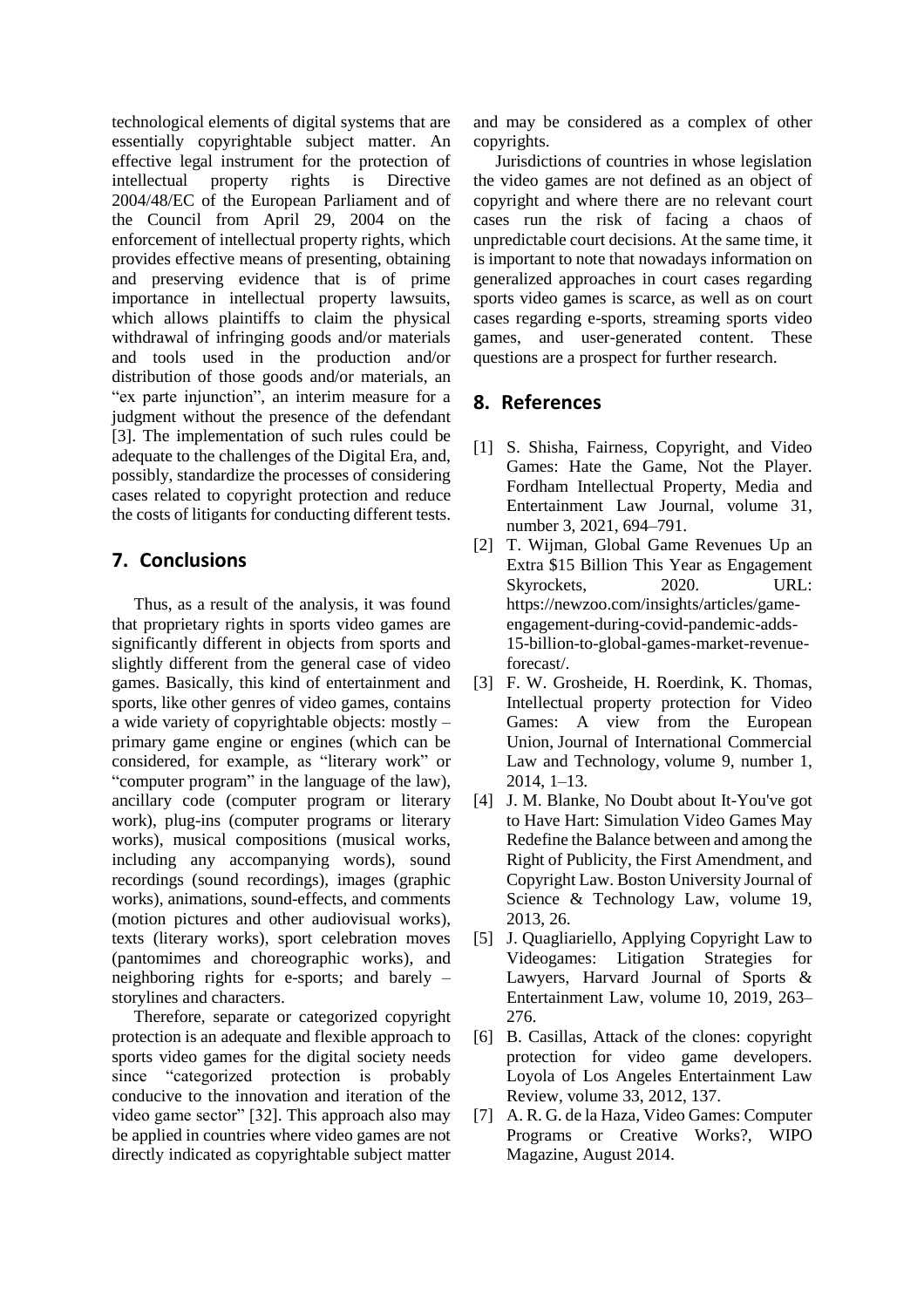technological elements of digital systems that are essentially copyrightable subject matter. An effective legal instrument for the protection of intellectual property rights is Directive 2004/48/EC of the European Parliament and of the Council from April 29, 2004 on the enforcement of intellectual property rights, which provides effective means of presenting, obtaining and preserving evidence that is of prime importance in intellectual property lawsuits, which allows plaintiffs to claim the physical withdrawal of infringing goods and/or materials and tools used in the production and/or distribution of those goods and/or materials, an "ex parte injunction", an interim measure for a judgment without the presence of the defendant [3]. The implementation of such rules could be adequate to the challenges of the Digital Era, and, possibly, standardize the processes of considering cases related to copyright protection and reduce the costs of litigants for conducting different tests.

## 7. Conclusions

Thus, as a result of the analysis, it was found that proprietary rights in sports video games are significantly different in objects from sports and slightly different from the general case of video games. Basically, this kind of entertainment and sports, like other genres of video games, contains a wide variety of copyrightable objects: mostly – primary game engine or engines (which can be considered, for example, as "literary work" or "computer program" in the language of the law), ancillary code (computer program or literary work), plug-ins (computer programs or literary works), musical compositions (musical works, including any accompanying words), sound recordings (sound recordings), images (graphic works), animations, sound-effects, and comments (motion pictures and other audiovisual works), texts (literary works), sport celebration moves (pantomimes and choreographic works), and neighboring rights for e-sports; and barely – storylines and characters.

Therefore, separate or categorized copyright protection is an adequate and flexible approach to sports video games for the digital society needs since "categorized protection is probably conducive to the innovation and iteration of the video game sector" [32]. This approach also may be applied in countries where video games are not directly indicated as copyrightable subject matter and may be considered as a complex of other copyrights.

Jurisdictions of countries in whose legislation the video games are not defined as an object of copyright and where there are no relevant court cases run the risk of facing a chaos of unpredictable court decisions. At the same time, it is important to note that nowadays information on generalized approaches in court cases regarding sports video games is scarce, as well as on court cases regarding e-sports, streaming sports video games, and user-generated content. These questions are a prospect for further research.

## 8. References

[1] S. Shisha, Fairness, Copyright, and Video Games: Hate the Game, Not the Player. Fordham Intellectual Property, Media and Entertainment Law Journal, volume 31, number 3, 2021, 694–791.

[2] T. Wijman, Global Game Revenues Up an Extra $15 Billion This Year as Engagement Skyrockets, 2020. URL: https://newzoo.com/insights/articles/game-engagement-during-covid-pandemic-adds-15-billion-to-global-games-market-revenue-forecast/.

[3] F. W. Grosheide, H. Roerdink, K. Thomas, Intellectual property protection for Video Games: A view from the European Union, Journal of International Commercial Law and Technology, volume 9, number 1, 2014, 1–13.

[4] J. M. Blanke, No Doubt about It-You've got to Have Hart: Simulation Video Games May Redefine the Balance between and among the Right of Publicity, the First Amendment, and Copyright Law. Boston University Journal of Science & Technology Law, volume 19, 2013, 26.

[5] J. Quagliariello, Applying Copyright Law to Videogames: Litigation Strategies for Lawyers, Harvard Journal of Sports & Entertainment Law, volume 10, 2019, 263–276.

[6] B. Casillas, Attack of the clones: copyright protection for video game developers. Loyola of Los Angeles Entertainment Law Review, volume 33, 2012, 137.

[7] A. R. G. de la Haza, Video Games: Computer Programs or Creative Works?, WIPO Magazine, August 2014.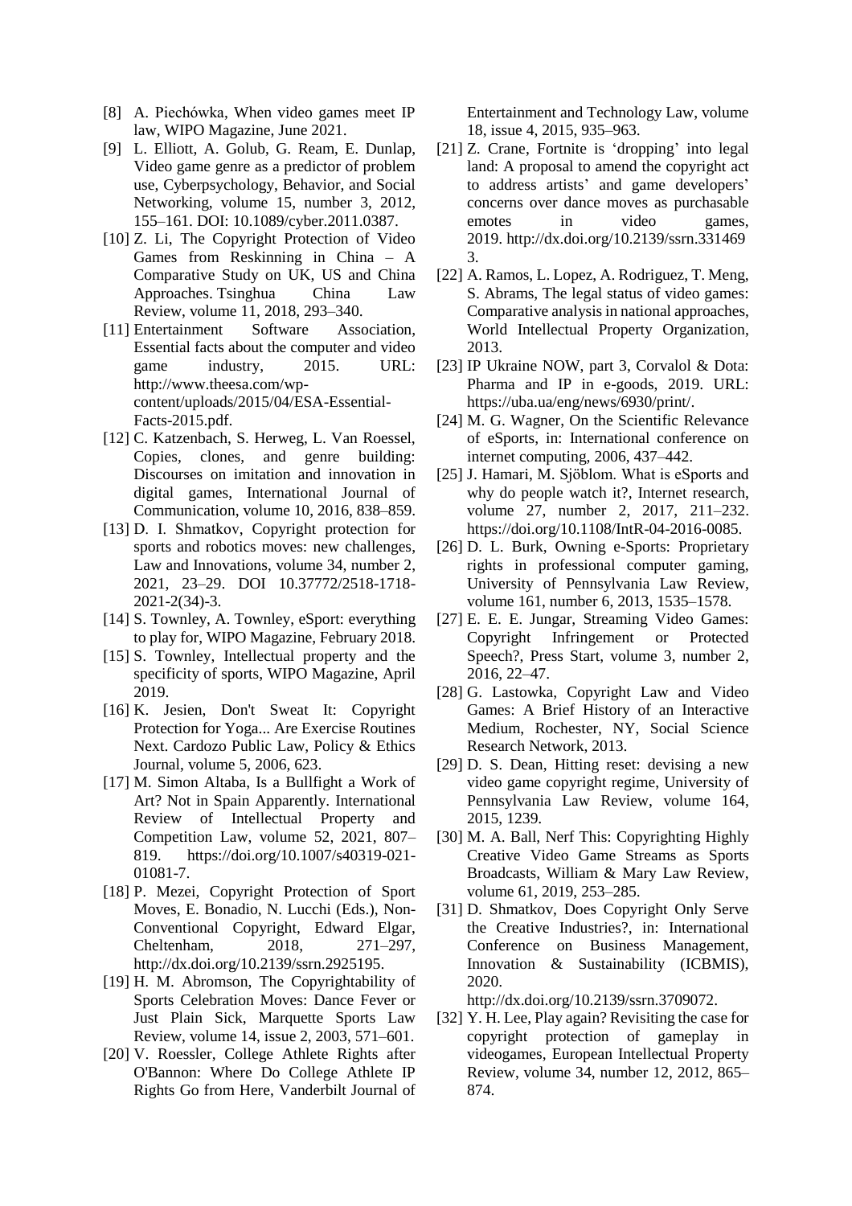[8] A. Piechówka, When video games meet IP law, WIPO Magazine, June 2021.

[9] L. Elliott, A. Golub, G. Ream, E. Dunlap, Video game genre as a predictor of problem use, Cyberpsychology, Behavior, and Social Networking, volume 15, number 3, 2012, 155–161. DOI: 10.1089/cyber.2011.0387.

[10] Z. Li, The Copyright Protection of Video Games from Reskinning in China – A Comparative Study on UK, US and China Approaches. Tsinghua China Law Review, volume 11, 2018, 293–340.

[11] Entertainment Software Association, Essential facts about the computer and video game industry, 2015. URL: http://www.theesa.com/wp-content/uploads/2015/04/ESA-Essential-Facts-2015.pdf.

[12] C. Katzenbach, S. Herweg, L. Van Roessel, Copies, clones, and genre building: Discourses on imitation and innovation in digital games, International Journal of Communication, volume 10, 2016, 838–859.

[13] D. I. Shmatkov, Copyright protection for sports and robotics moves: new challenges, Law and Innovations, volume 34, number 2, 2021, 23–29. DOI 10.37772/2518-1718-2021-2(34)-3.

[14] S. Townley, A. Townley, eSport: everything to play for, WIPO Magazine, February 2018.

[15] S. Townley, Intellectual property and the specificity of sports, WIPO Magazine, April 2019.

[16] K. Jesien, Don't Sweat It: Copyright Protection for Yoga... Are Exercise Routines Next. Cardozo Public Law, Policy & Ethics Journal, volume 5, 2006, 623.

[17] M. Simon Altaba, Is a Bullfight a Work of Art? Not in Spain Apparently. International Review of Intellectual Property and Competition Law, volume 52, 2021, 807–819. https://doi.org/10.1007/s40319-021-01081-7.

[18] P. Mezei, Copyright Protection of Sport Moves, E. Bonadio, N. Lucchi (Eds.), Non-Conventional Copyright, Edward Elgar, Cheltenham, 2018, 271–297, http://dx.doi.org/10.2139/ssrn.2925195.

[19] H. M. Abromson, The Copyrightability of Sports Celebration Moves: Dance Fever or Just Plain Sick, Marquette Sports Law Review, volume 14, issue 2, 2003, 571–601.

[20] V. Roessler, College Athlete Rights after O'Bannon: Where Do College Athlete IP Rights Go from Here, Vanderbilt Journal of Entertainment and Technology Law, volume 18, issue 4, 2015, 935–963.

[21] Z. Crane, Fortnite is 'dropping' into legal land: A proposal to amend the copyright act to address artists' and game developers' concerns over dance moves as purchasable emotes in video games, 2019. http://dx.doi.org/10.2139/ssrn.3314693.

[22] A. Ramos, L. Lopez, A. Rodriguez, T. Meng, S. Abrams, The legal status of video games: Comparative analysis in national approaches, World Intellectual Property Organization, 2013.

[23] IP Ukraine NOW, part 3, Corvalol & Dota: Pharma and IP in e-goods, 2019. URL: https://uba.ua/eng/news/6930/print/.

[24] M. G. Wagner, On the Scientific Relevance of eSports, in: International conference on internet computing, 2006, 437–442.

[25] J. Hamari, M. Sjöblom. What is eSports and why do people watch it?, Internet research, volume 27, number 2, 2017, 211–232. https://doi.org/10.1108/IntR-04-2016-0085.

[26] D. L. Burk, Owning e-Sports: Proprietary rights in professional computer gaming, University of Pennsylvania Law Review, volume 161, number 6, 2013, 1535–1578.

[27] E. E. E. Jungar, Streaming Video Games: Copyright Infringement or Protected Speech?, Press Start, volume 3, number 2, 2016, 22–47.

[28] G. Lastowka, Copyright Law and Video Games: A Brief History of an Interactive Medium, Rochester, NY, Social Science Research Network, 2013.

[29] D. S. Dean, Hitting reset: devising a new video game copyright regime, University of Pennsylvania Law Review, volume 164, 2015, 1239.

[30] M. A. Ball, Nerf This: Copyrighting Highly Creative Video Game Streams as Sports Broadcasts, William & Mary Law Review, volume 61, 2019, 253–285.

[31] D. Shmatkov, Does Copyright Only Serve the Creative Industries?, in: International Conference on Business Management, Innovation & Sustainability (ICBMIS), 2020. http://dx.doi.org/10.2139/ssrn.3709072.

[32] Y. H. Lee, Play again? Revisiting the case for copyright protection of gameplay in videogames, European Intellectual Property Review, volume 34, number 12, 2012, 865–874.